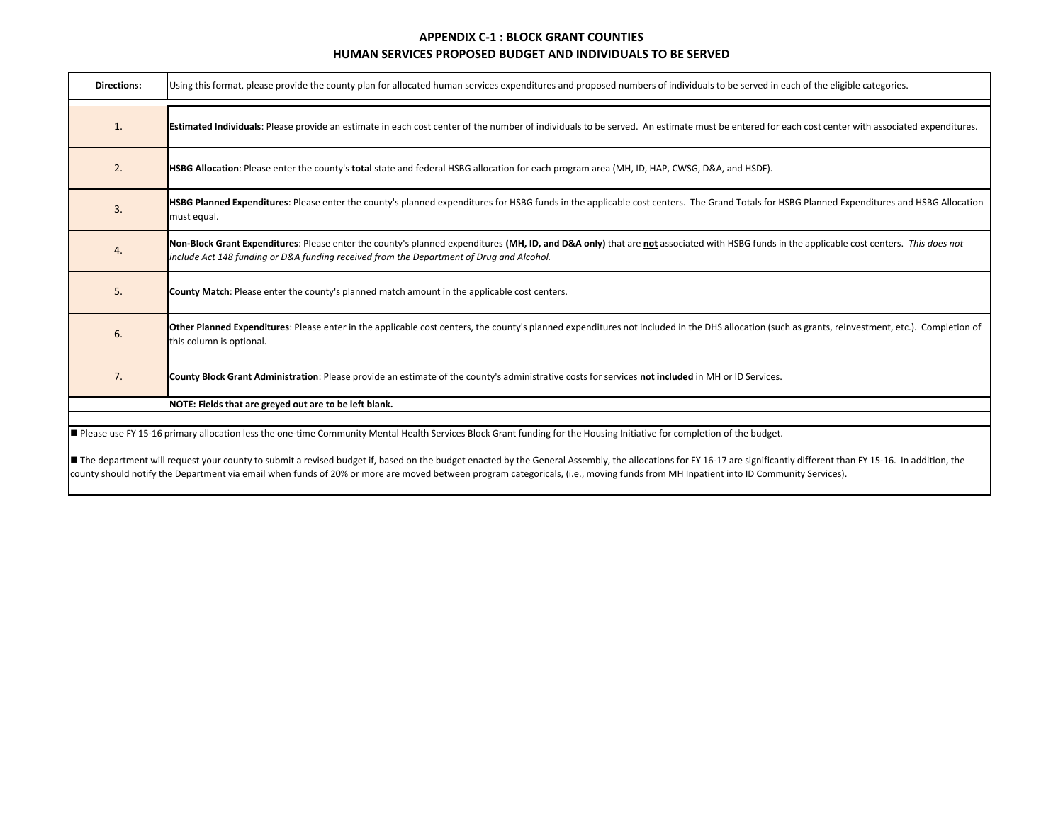## APPENDIX C-1 : BLOCK GRANT COUNTIES
## HUMAN SERVICES PROPOSED BUDGET AND INDIVIDUALS TO BE SERVED

| **Directions:** | Using this format, please provide the county plan for allocated human services expenditures and proposed numbers of individuals to be served in each of the eligible categories. |
|---|---|
| 1. | **Estimated Individuals**: Please provide an estimate in each cost center of the number of individuals to be served. An estimate must be entered for each cost center with associated expenditures. |
| 2. | **HSBG Allocation**: Please enter the county's **total** state and federal HSBG allocation for each program area (MH, ID, HAP, CWSG, D&A, and HSDF). |
| 3. | **HSBG Planned Expenditures**: Please enter the county's planned expenditures for HSBG funds in the applicable cost centers. The Grand Totals for HSBG Planned Expenditures and HSBG Allocation must equal. |
| 4. | **Non-Block Grant Expenditures**: Please enter the county's planned expenditures **(MH, ID, and D&A only)** that are **not** associated with HSBG funds in the applicable cost centers. *This does not include Act 148 funding or D&A funding received from the Department of Drug and Alcohol.* |
| 5. | **County Match**: Please enter the county's planned match amount in the applicable cost centers. |
| 6. | **Other Planned Expenditures**: Please enter in the applicable cost centers, the county's planned expenditures not included in the DHS allocation (such as grants, reinvestment, etc.). Completion of this column is optional. |
| 7. | **County Block Grant Administration**: Please provide an estimate of the county's administrative costs for services **not included** in MH or ID Services. |
| | **NOTE: Fields that are greyed out are to be left blank.** |

■ Please use FY 15-16 primary allocation less the one-time Community Mental Health Services Block Grant funding for the Housing Initiative for completion of the budget.

■ The department will request your county to submit a revised budget if, based on the budget enacted by the General Assembly, the allocations for FY 16-17 are significantly different than FY 15-16. In addition, the county should notify the Department via email when funds of 20% or more are moved between program categoricals, (i.e., moving funds from MH Inpatient into ID Community Services).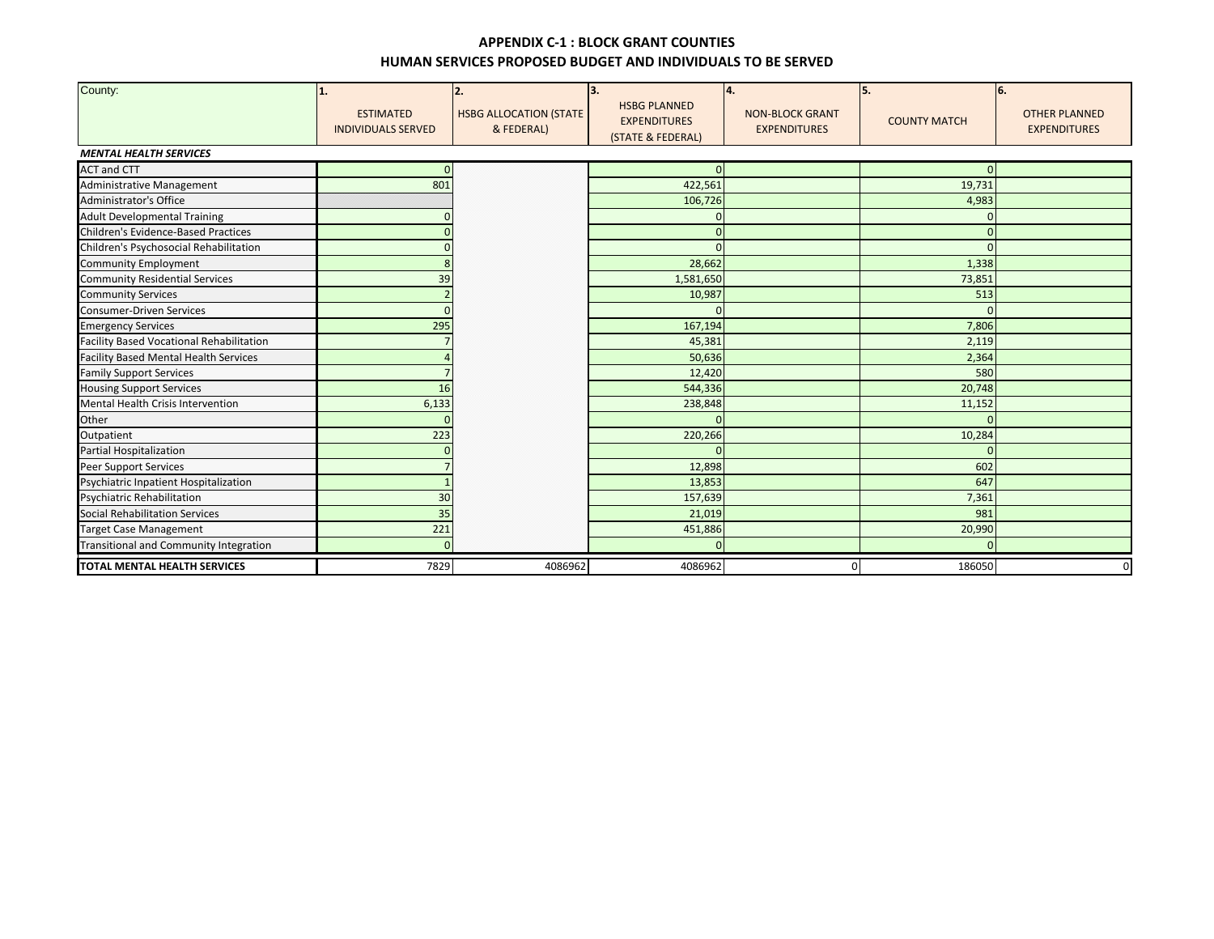## APPENDIX C-1 : BLOCK GRANT COUNTIES

## HUMAN SERVICES PROPOSED BUDGET AND INDIVIDUALS TO BE SERVED

| County: | 1. ESTIMATED INDIVIDUALS SERVED | 2. HSBG ALLOCATION (STATE & FEDERAL) | 3. HSBG PLANNED EXPENDITURES (STATE & FEDERAL) | 4. NON-BLOCK GRANT EXPENDITURES | 5. COUNTY MATCH | 6. OTHER PLANNED EXPENDITURES |
|---|---|---|---|---|---|---|
| ***MENTAL HEALTH SERVICES*** | | | | | | |
| ACT and CTT | 0 | | 0 | | 0 | |
| Administrative Management | 801 | | 422,561 | | 19,731 | |
| Administrator's Office | | | 106,726 | | 4,983 | |
| Adult Developmental Training | 0 | | 0 | | 0 | |
| Children's Evidence-Based Practices | 0 | | 0 | | 0 | |
| Children's Psychosocial Rehabilitation | 0 | | 0 | | 0 | |
| Community Employment | 8 | | 28,662 | | 1,338 | |
| Community Residential Services | 39 | | 1,581,650 | | 73,851 | |
| Community Services | 2 | | 10,987 | | 513 | |
| Consumer-Driven Services | 0 | | 0 | | 0 | |
| Emergency Services | 295 | | 167,194 | | 7,806 | |
| Facility Based Vocational Rehabilitation | 7 | | 45,381 | | 2,119 | |
| Facility Based Mental Health Services | 4 | | 50,636 | | 2,364 | |
| Family Support Services | 7 | | 12,420 | | 580 | |
| Housing Support Services | 16 | | 544,336 | | 20,748 | |
| Mental Health Crisis Intervention | 6,133 | | 238,848 | | 11,152 | |
| Other | 0 | | 0 | | 0 | |
| Outpatient | 223 | | 220,266 | | 10,284 | |
| Partial Hospitalization | 0 | | 0 | | 0 | |
| Peer Support Services | 7 | | 12,898 | | 602 | |
| Psychiatric Inpatient Hospitalization | 1 | | 13,853 | | 647 | |
| Psychiatric Rehabilitation | 30 | | 157,639 | | 7,361 | |
| Social Rehabilitation Services | 35 | | 21,019 | | 981 | |
| Target Case Management | 221 | | 451,886 | | 20,990 | |
| Transitional and Community Integration | 0 | | 0 | | 0 | |
| **TOTAL MENTAL HEALTH SERVICES** | 7829 | 4086962 | 4086962 | 0 | 186050 | 0 |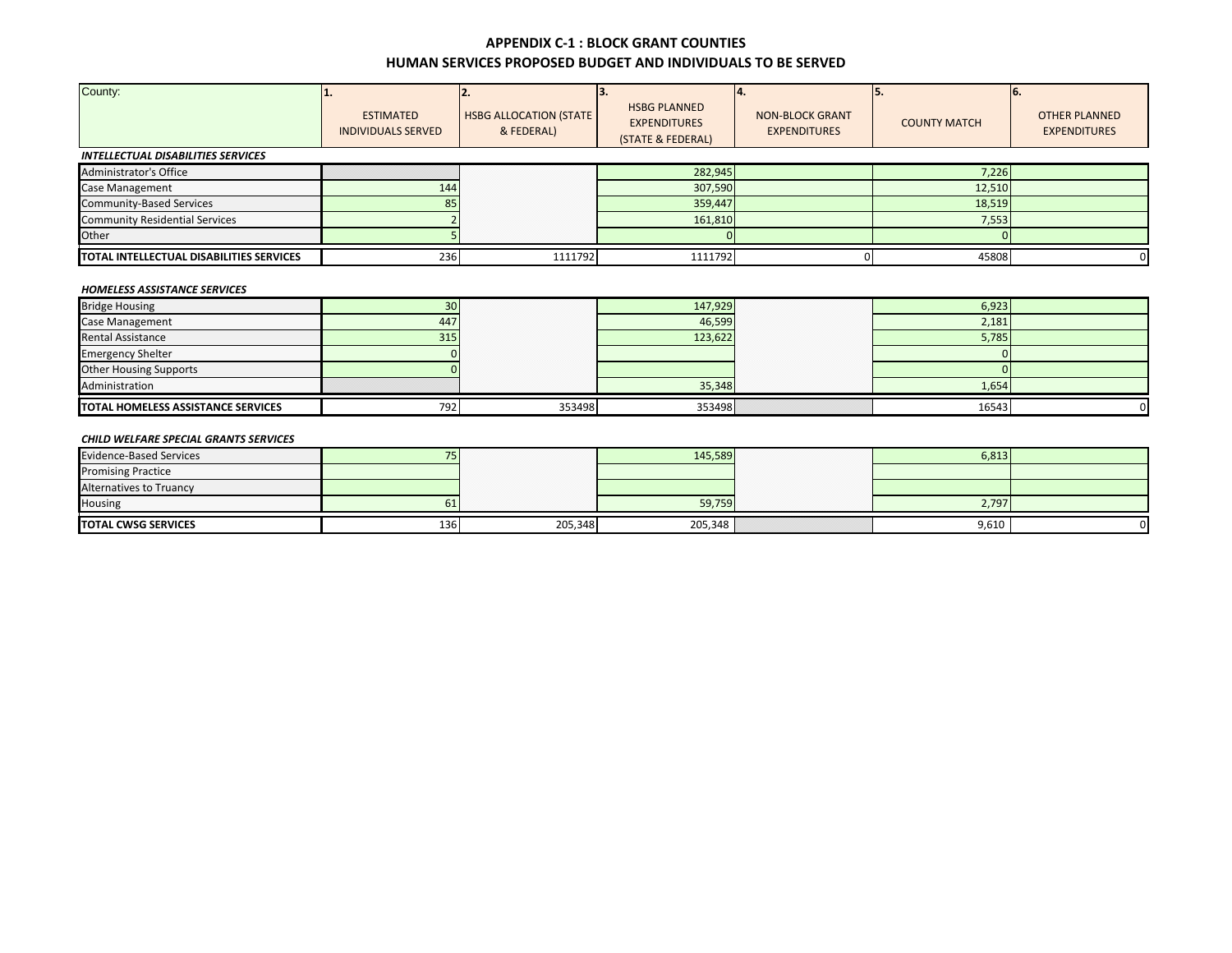# APPENDIX C-1 : BLOCK GRANT COUNTIES

## HUMAN SERVICES PROPOSED BUDGET AND INDIVIDUALS TO BE SERVED

| County: | 1. ESTIMATED INDIVIDUALS SERVED | 2. HSBG ALLOCATION (STATE & FEDERAL) | 3. HSBG PLANNED EXPENDITURES (STATE & FEDERAL) | 4. NON-BLOCK GRANT EXPENDITURES | 5. COUNTY MATCH | 6. OTHER PLANNED EXPENDITURES |
|---|---|---|---|---|---|---|
| ***INTELLECTUAL DISABILITIES SERVICES*** | | | | | | |
| Administrator's Office | | | 282,945 | | 7,226 | |
| Case Management | 144 | | 307,590 | | 12,510 | |
| Community-Based Services | 85 | | 359,447 | | 18,519 | |
| Community Residential Services | 2 | | 161,810 | | 7,553 | |
| Other | 5 | | 0 | | 0 | |
| **TOTAL INTELLECTUAL DISABILITIES SERVICES** | 236 | 1111792 | 1111792 | 0 | 45808 | 0 |
| ***HOMELESS ASSISTANCE SERVICES*** | | | | | | |
| Bridge Housing | 30 | | 147,929 | | 6,923 | |
| Case Management | 447 | | 46,599 | | 2,181 | |
| Rental Assistance | 315 | | 123,622 | | 5,785 | |
| Emergency Shelter | 0 | | | | 0 | |
| Other Housing Supports | 0 | | | | 0 | |
| Administration | | | 35,348 | | 1,654 | |
| **TOTAL HOMELESS ASSISTANCE SERVICES** | 792 | 353498 | 353498 | | 16543 | 0 |
| ***CHILD WELFARE SPECIAL GRANTS SERVICES*** | | | | | | |
| Evidence-Based Services | 75 | | 145,589 | | 6,813 | |
| Promising Practice | | | | | | |
| Alternatives to Truancy | | | | | | |
| Housing | 61 | | 59,759 | | 2,797 | |
| **TOTAL CWSG SERVICES** | 136 | 205,348 | 205,348 | | 9,610 | 0 |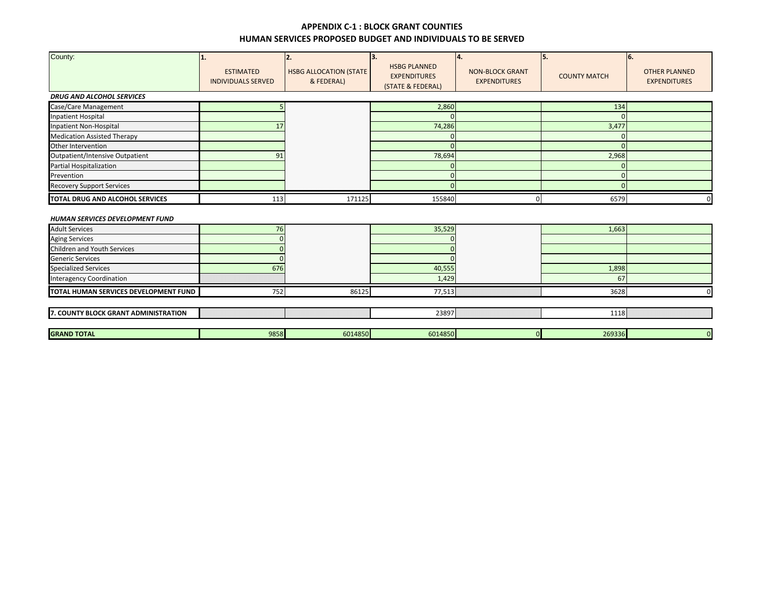## APPENDIX C-1 : BLOCK GRANT COUNTIES
## HUMAN SERVICES PROPOSED BUDGET AND INDIVIDUALS TO BE SERVED

| County: | 1. ESTIMATED INDIVIDUALS SERVED | 2. HSBG ALLOCATION (STATE & FEDERAL) | 3. HSBG PLANNED EXPENDITURES (STATE & FEDERAL) | 4. NON-BLOCK GRANT EXPENDITURES | 5. COUNTY MATCH | 6. OTHER PLANNED EXPENDITURES |
|---|---|---|---|---|---|---|
| ***DRUG AND ALCOHOL SERVICES*** | | | | | | |
| Case/Care Management | 5 | | 2,860 | | 134 | |
| Inpatient Hospital | | | 0 | | 0 | |
| Inpatient Non-Hospital | 17 | | 74,286 | | 3,477 | |
| Medication Assisted Therapy | | | 0 | | 0 | |
| Other Intervention | | | 0 | | 0 | |
| Outpatient/Intensive Outpatient | 91 | | 78,694 | | 2,968 | |
| Partial Hospitalization | | | 0 | | 0 | |
| Prevention | | | 0 | | 0 | |
| Recovery Support Services | | | 0 | | 0 | |
| **TOTAL DRUG AND ALCOHOL SERVICES** | 113 | 171125 | 155840 | 0 | 6579 | 0 |
| ***HUMAN SERVICES DEVELOPMENT FUND*** | | | | | | |
| Adult Services | 76 | | 35,529 | | 1,663 | |
| Aging Services | 0 | | 0 | | | |
| Children and Youth Services | 0 | | 0 | | | |
| Generic Services | 0 | | 0 | | | |
| Specialized Services | 676 | | 40,555 | | 1,898 | |
| Interagency Coordination | | | 1,429 | | 67 | |
| **TOTAL HUMAN SERVICES DEVELOPMENT FUND** | 752 | 86125 | 77,513 | | 3628 | 0 |
| **7. COUNTY BLOCK GRANT ADMINISTRATION** | | | 23897 | | 1118 | |
| **GRAND TOTAL** | 9858 | 6014850 | 6014850 | 0 | 269336 | 0 |